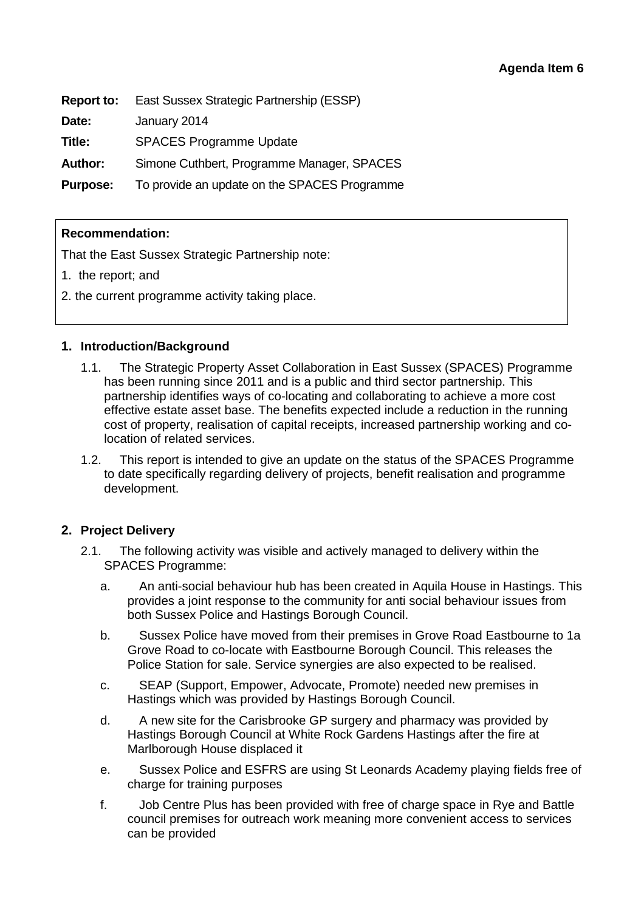**Agenda Item 6**

**Report to:** East Sussex Strategic Partnership (ESSP)

**Date:** January 2014

**Title:** SPACES Programme Update

**Author:** Simone Cuthbert, Programme Manager, SPACES

**Purpose:** To provide an update on the SPACES Programme

**Recommendation:**

That the East Sussex Strategic Partnership note:

1. the report; and
2. the current programme activity taking place.

## 1. Introduction/Background

1.1. The Strategic Property Asset Collaboration in East Sussex (SPACES) Programme has been running since 2011 and is a public and third sector partnership. This partnership identifies ways of co-locating and collaborating to achieve a more cost effective estate asset base. The benefits expected include a reduction in the running cost of property, realisation of capital receipts, increased partnership working and co-location of related services.

1.2. This report is intended to give an update on the status of the SPACES Programme to date specifically regarding delivery of projects, benefit realisation and programme development.

## 2. Project Delivery

2.1. The following activity was visible and actively managed to delivery within the SPACES Programme:

a. An anti-social behaviour hub has been created in Aquila House in Hastings. This provides a joint response to the community for anti social behaviour issues from both Sussex Police and Hastings Borough Council.

b. Sussex Police have moved from their premises in Grove Road Eastbourne to 1a Grove Road to co-locate with Eastbourne Borough Council. This releases the Police Station for sale. Service synergies are also expected to be realised.

c. SEAP (Support, Empower, Advocate, Promote) needed new premises in Hastings which was provided by Hastings Borough Council.

d. A new site for the Carisbrooke GP surgery and pharmacy was provided by Hastings Borough Council at White Rock Gardens Hastings after the fire at Marlborough House displaced it

e. Sussex Police and ESFRS are using St Leonards Academy playing fields free of charge for training purposes

f. Job Centre Plus has been provided with free of charge space in Rye and Battle council premises for outreach work meaning more convenient access to services can be provided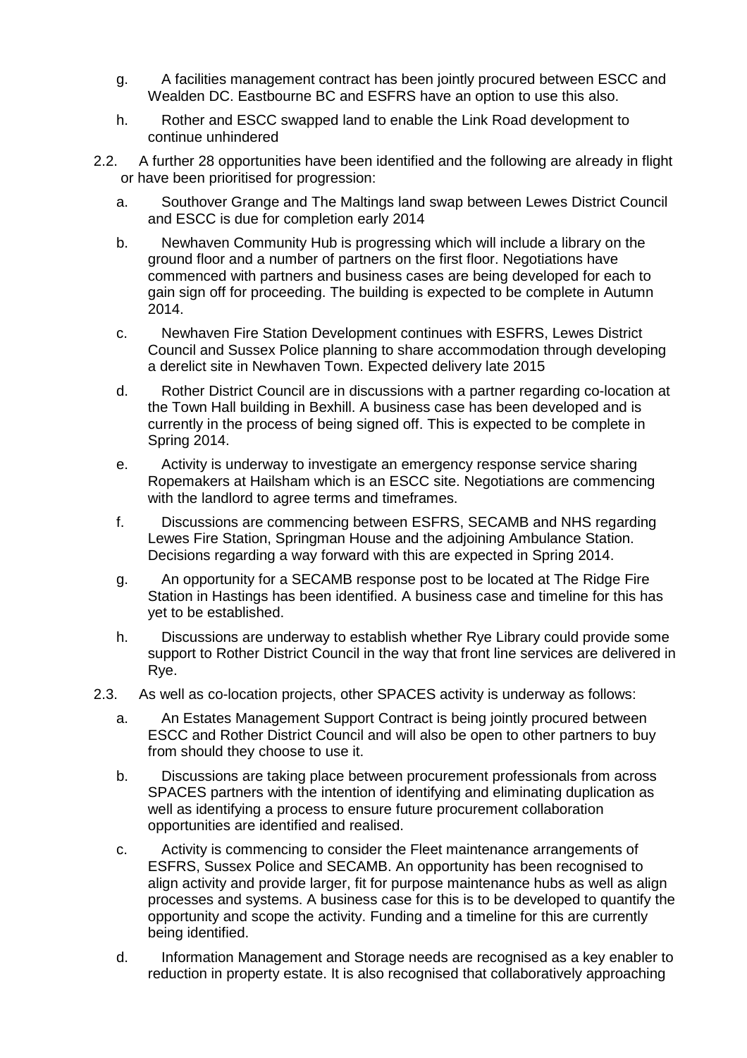g. A facilities management contract has been jointly procured between ESCC and Wealden DC. Eastbourne BC and ESFRS have an option to use this also.

h. Rother and ESCC swapped land to enable the Link Road development to continue unhindered

2.2. A further 28 opportunities have been identified and the following are already in flight or have been prioritised for progression:

a. Southover Grange and The Maltings land swap between Lewes District Council and ESCC is due for completion early 2014

b. Newhaven Community Hub is progressing which will include a library on the ground floor and a number of partners on the first floor. Negotiations have commenced with partners and business cases are being developed for each to gain sign off for proceeding. The building is expected to be complete in Autumn 2014.

c. Newhaven Fire Station Development continues with ESFRS, Lewes District Council and Sussex Police planning to share accommodation through developing a derelict site in Newhaven Town. Expected delivery late 2015

d. Rother District Council are in discussions with a partner regarding co-location at the Town Hall building in Bexhill. A business case has been developed and is currently in the process of being signed off. This is expected to be complete in Spring 2014.

e. Activity is underway to investigate an emergency response service sharing Ropemakers at Hailsham which is an ESCC site. Negotiations are commencing with the landlord to agree terms and timeframes.

f. Discussions are commencing between ESFRS, SECAMB and NHS regarding Lewes Fire Station, Springman House and the adjoining Ambulance Station. Decisions regarding a way forward with this are expected in Spring 2014.

g. An opportunity for a SECAMB response post to be located at The Ridge Fire Station in Hastings has been identified. A business case and timeline for this has yet to be established.

h. Discussions are underway to establish whether Rye Library could provide some support to Rother District Council in the way that front line services are delivered in Rye.

2.3. As well as co-location projects, other SPACES activity is underway as follows:

a. An Estates Management Support Contract is being jointly procured between ESCC and Rother District Council and will also be open to other partners to buy from should they choose to use it.

b. Discussions are taking place between procurement professionals from across SPACES partners with the intention of identifying and eliminating duplication as well as identifying a process to ensure future procurement collaboration opportunities are identified and realised.

c. Activity is commencing to consider the Fleet maintenance arrangements of ESFRS, Sussex Police and SECAMB. An opportunity has been recognised to align activity and provide larger, fit for purpose maintenance hubs as well as align processes and systems. A business case for this is to be developed to quantify the opportunity and scope the activity. Funding and a timeline for this are currently being identified.

d. Information Management and Storage needs are recognised as a key enabler to reduction in property estate. It is also recognised that collaboratively approaching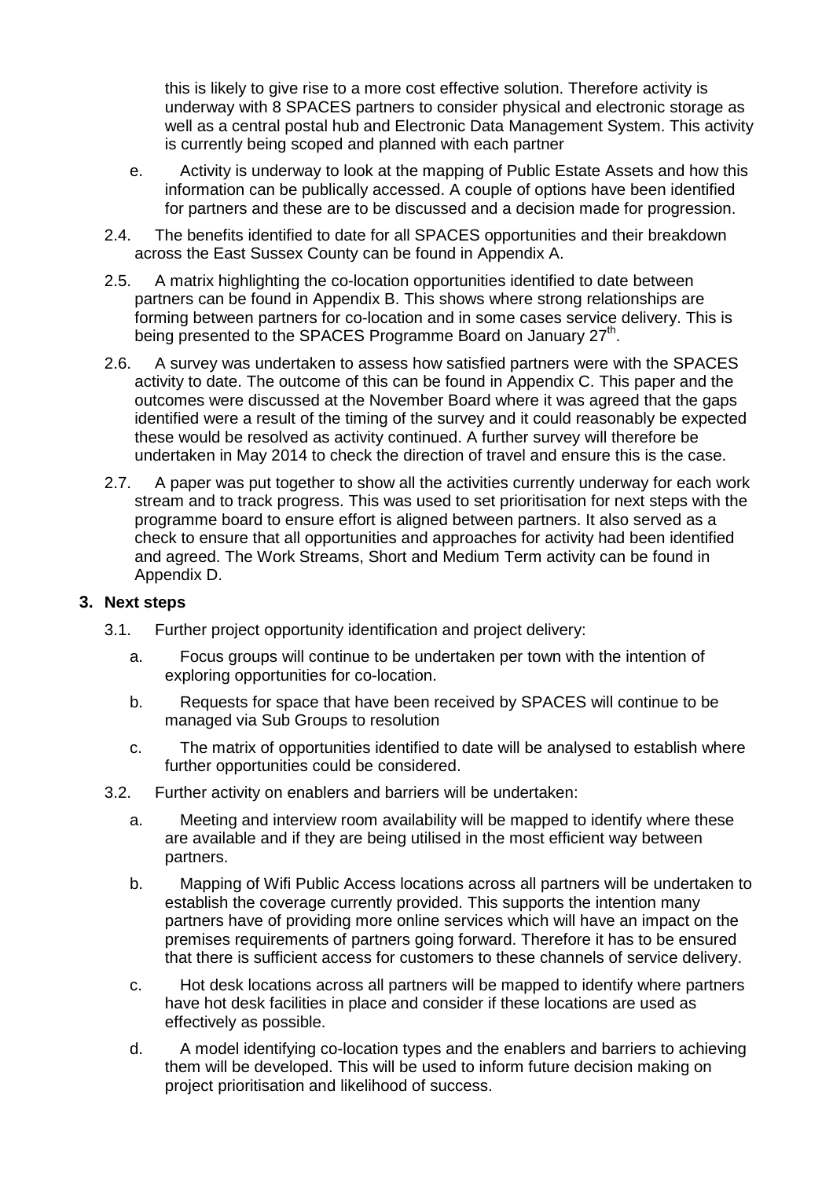this is likely to give rise to a more cost effective solution. Therefore activity is underway with 8 SPACES partners to consider physical and electronic storage as well as a central postal hub and Electronic Data Management System. This activity is currently being scoped and planned with each partner

e. Activity is underway to look at the mapping of Public Estate Assets and how this information can be publically accessed. A couple of options have been identified for partners and these are to be discussed and a decision made for progression.

2.4. The benefits identified to date for all SPACES opportunities and their breakdown across the East Sussex County can be found in Appendix A.

2.5. A matrix highlighting the co-location opportunities identified to date between partners can be found in Appendix B. This shows where strong relationships are forming between partners for co-location and in some cases service delivery. This is being presented to the SPACES Programme Board on January 27th.

2.6. A survey was undertaken to assess how satisfied partners were with the SPACES activity to date. The outcome of this can be found in Appendix C. This paper and the outcomes were discussed at the November Board where it was agreed that the gaps identified were a result of the timing of the survey and it could reasonably be expected these would be resolved as activity continued. A further survey will therefore be undertaken in May 2014 to check the direction of travel and ensure this is the case.

2.7. A paper was put together to show all the activities currently underway for each work stream and to track progress. This was used to set prioritisation for next steps with the programme board to ensure effort is aligned between partners. It also served as a check to ensure that all opportunities and approaches for activity had been identified and agreed. The Work Streams, Short and Medium Term activity can be found in Appendix D.

## 3. Next steps

3.1. Further project opportunity identification and project delivery:

a. Focus groups will continue to be undertaken per town with the intention of exploring opportunities for co-location.

b. Requests for space that have been received by SPACES will continue to be managed via Sub Groups to resolution

c. The matrix of opportunities identified to date will be analysed to establish where further opportunities could be considered.

3.2. Further activity on enablers and barriers will be undertaken:

a. Meeting and interview room availability will be mapped to identify where these are available and if they are being utilised in the most efficient way between partners.

b. Mapping of Wifi Public Access locations across all partners will be undertaken to establish the coverage currently provided. This supports the intention many partners have of providing more online services which will have an impact on the premises requirements of partners going forward. Therefore it has to be ensured that there is sufficient access for customers to these channels of service delivery.

c. Hot desk locations across all partners will be mapped to identify where partners have hot desk facilities in place and consider if these locations are used as effectively as possible.

d. A model identifying co-location types and the enablers and barriers to achieving them will be developed. This will be used to inform future decision making on project prioritisation and likelihood of success.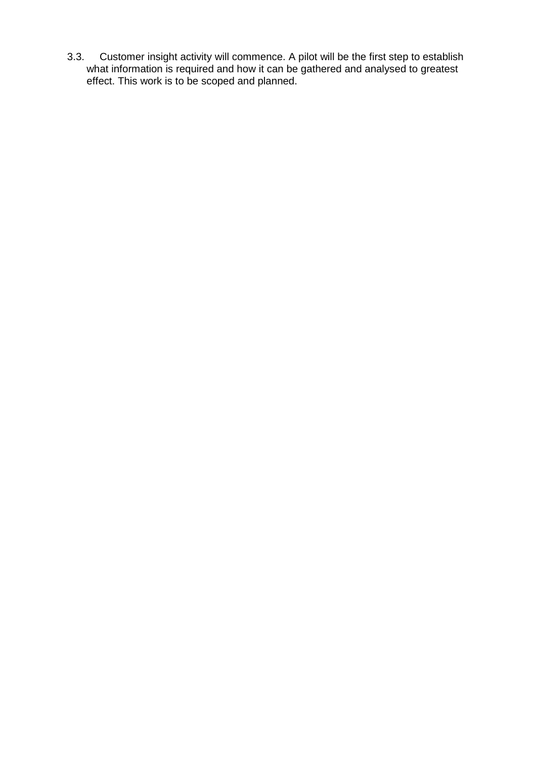3.3. Customer insight activity will commence. A pilot will be the first step to establish what information is required and how it can be gathered and analysed to greatest effect. This work is to be scoped and planned.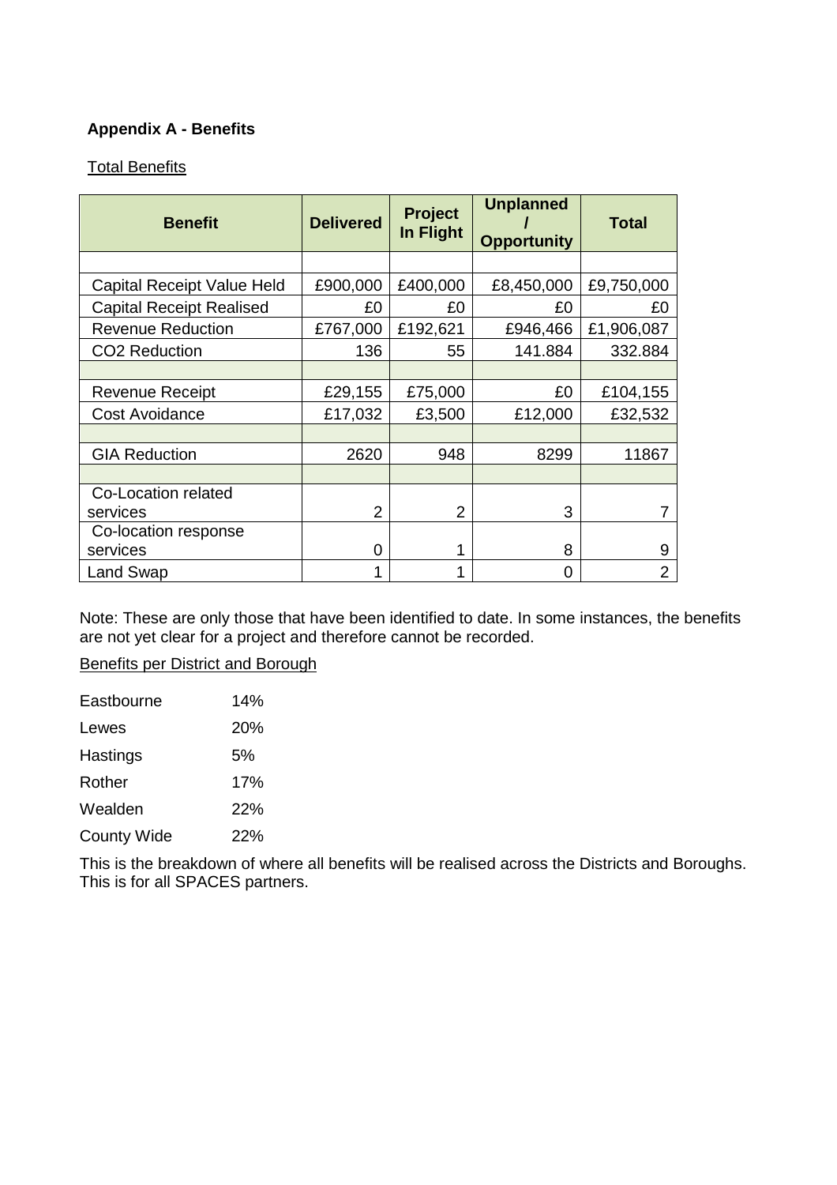**Appendix A - Benefits**

Total Benefits

| Benefit | Delivered | Project In Flight | Unplanned / Opportunity | Total |
|---|---|---|---|---|
| | | | | |
| Capital Receipt Value Held | £900,000 | £400,000 | £8,450,000 | £9,750,000 |
| Capital Receipt Realised | £0 | £0 | £0 | £0 |
| Revenue Reduction | £767,000 | £192,621 | £946,466 | £1,906,087 |
| $CO_2$ Reduction | 136 | 55 | 141.884 | 332.884 |
| | | | | |
| Revenue Receipt | £29,155 | £75,000 | £0 | £104,155 |
| Cost Avoidance | £17,032 | £3,500 | £12,000 | £32,532 |
| | | | | |
| GIA Reduction | 2620 | 948 | 8299 | 11867 |
| | | | | |
| Co-Location related services | 2 | 2 | 3 | 7 |
| Co-location response services | 0 | 1 | 8 | 9 |
| Land Swap | 1 | 1 | 0 | 2 |

Note: These are only those that have been identified to date. In some instances, the benefits are not yet clear for a project and therefore cannot be recorded.

Benefits per District and Borough

| | |
|---|---|
| Eastbourne | 14% |
| Lewes | 20% |
| Hastings | 5% |
| Rother | 17% |
| Wealden | 22% |
| County Wide | 22% |

This is the breakdown of where all benefits will be realised across the Districts and Boroughs. This is for all SPACES partners.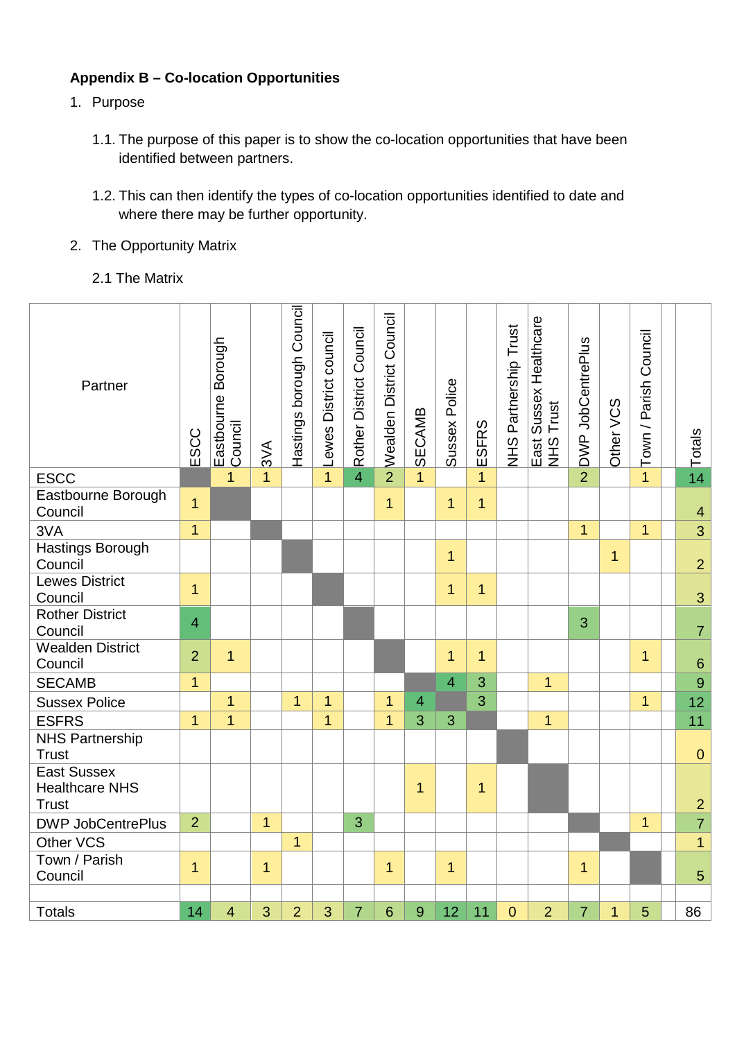**Appendix B – Co-location Opportunities**

1. Purpose

   1.1. The purpose of this paper is to show the co-location opportunities that have been identified between partners.

   1.2. This can then identify the types of co-location opportunities identified to date and where there may be further opportunity.

2. The Opportunity Matrix

   2.1 The Matrix

| Partner | ESCC | Eastbourne Borough Council | 3VA | Hastings borough Council | Lewes District council | Rother District Council | Wealden District Council | SECAMB | Sussex Police | ESFRS | NHS Partnership Trust | East Sussex Healthcare NHS Trust | DWP JobCentrePlus | Other VCS | Town / Parish Council | | Totals |
|---|---|---|---|---|---|---|---|---|---|---|---|---|---|---|---|---|---|
| ESCC | | 1 | 1 | | 1 | 4 | 2 | 1 | | 1 | | | 2 | | 1 | | 14 |
| Eastbourne Borough Council | 1 | | | | | | 1 | | 1 | 1 | | | | | | | 4 |
| 3VA | 1 | | | | | | | | | | | | 1 | | 1 | | 3 |
| Hastings Borough Council | | | | | | | | | 1 | | | | | 1 | | | 2 |
| Lewes District Council | 1 | | | | | | | | 1 | 1 | | | | | | | 3 |
| Rother District Council | 4 | | | | | | | | | | | | 3 | | | | 7 |
| Wealden District Council | 2 | 1 | | | | | | | 1 | 1 | | | | | 1 | | 6 |
| SECAMB | 1 | | | | | | | | 4 | 3 | | 1 | | | | | 9 |
| Sussex Police | | 1 | | 1 | 1 | | 1 | 4 | | 3 | | | | | 1 | | 12 |
| ESFRS | 1 | 1 | | | 1 | | 1 | 3 | 3 | | | 1 | | | | | 11 |
| NHS Partnership Trust | | | | | | | | | | | | | | | | | 0 |
| East Sussex Healthcare NHS Trust | | | | | | | | 1 | | 1 | | | | | | | 2 |
| DWP JobCentrePlus | 2 | | 1 | | | 3 | | | | | | | | | 1 | | 7 |
| Other VCS | | | | 1 | | | | | | | | | | | | | 1 |
| Town / Parish Council | 1 | | 1 | | | | 1 | | 1 | | | | 1 | | | | 5 |
| | | | | | | | | | | | | | | | | | |
| Totals | 14 | 4 | 3 | 2 | 3 | 7 | 6 | 9 | 12 | 11 | 0 | 2 | 7 | 1 | 5 | | 86 |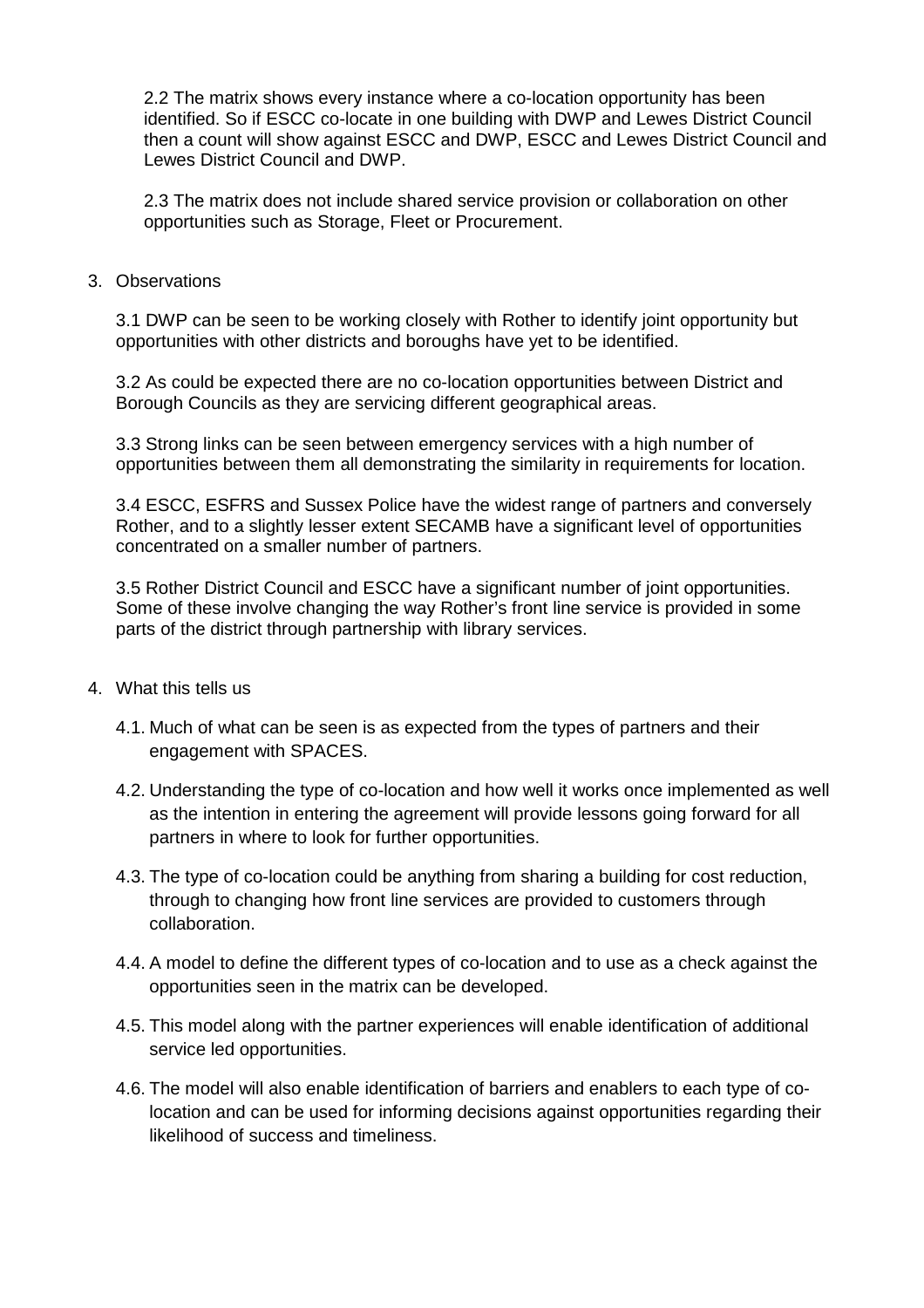2.2 The matrix shows every instance where a co-location opportunity has been identified. So if ESCC co-locate in one building with DWP and Lewes District Council then a count will show against ESCC and DWP, ESCC and Lewes District Council and Lewes District Council and DWP.

2.3 The matrix does not include shared service provision or collaboration on other opportunities such as Storage, Fleet or Procurement.

3. Observations

3.1 DWP can be seen to be working closely with Rother to identify joint opportunity but opportunities with other districts and boroughs have yet to be identified.

3.2 As could be expected there are no co-location opportunities between District and Borough Councils as they are servicing different geographical areas.

3.3 Strong links can be seen between emergency services with a high number of opportunities between them all demonstrating the similarity in requirements for location.

3.4 ESCC, ESFRS and Sussex Police have the widest range of partners and conversely Rother, and to a slightly lesser extent SECAMB have a significant level of opportunities concentrated on a smaller number of partners.

3.5 Rother District Council and ESCC have a significant number of joint opportunities. Some of these involve changing the way Rother's front line service is provided in some parts of the district through partnership with library services.

4. What this tells us

4.1. Much of what can be seen is as expected from the types of partners and their engagement with SPACES.

4.2. Understanding the type of co-location and how well it works once implemented as well as the intention in entering the agreement will provide lessons going forward for all partners in where to look for further opportunities.

4.3. The type of co-location could be anything from sharing a building for cost reduction, through to changing how front line services are provided to customers through collaboration.

4.4. A model to define the different types of co-location and to use as a check against the opportunities seen in the matrix can be developed.

4.5. This model along with the partner experiences will enable identification of additional service led opportunities.

4.6. The model will also enable identification of barriers and enablers to each type of co-location and can be used for informing decisions against opportunities regarding their likelihood of success and timeliness.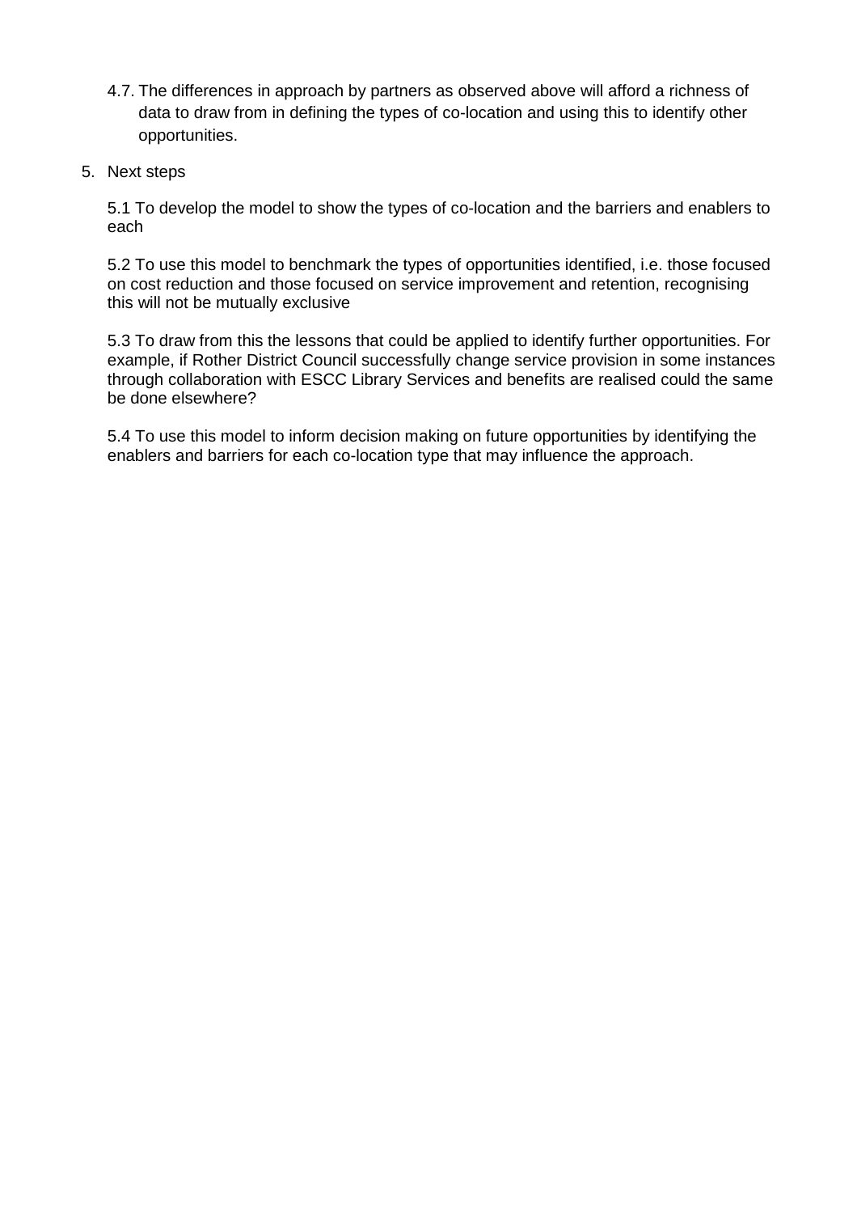4.7. The differences in approach by partners as observed above will afford a richness of data to draw from in defining the types of co-location and using this to identify other opportunities.

5. Next steps

5.1 To develop the model to show the types of co-location and the barriers and enablers to each

5.2 To use this model to benchmark the types of opportunities identified, i.e. those focused on cost reduction and those focused on service improvement and retention, recognising this will not be mutually exclusive

5.3 To draw from this the lessons that could be applied to identify further opportunities. For example, if Rother District Council successfully change service provision in some instances through collaboration with ESCC Library Services and benefits are realised could the same be done elsewhere?

5.4 To use this model to inform decision making on future opportunities by identifying the enablers and barriers for each co-location type that may influence the approach.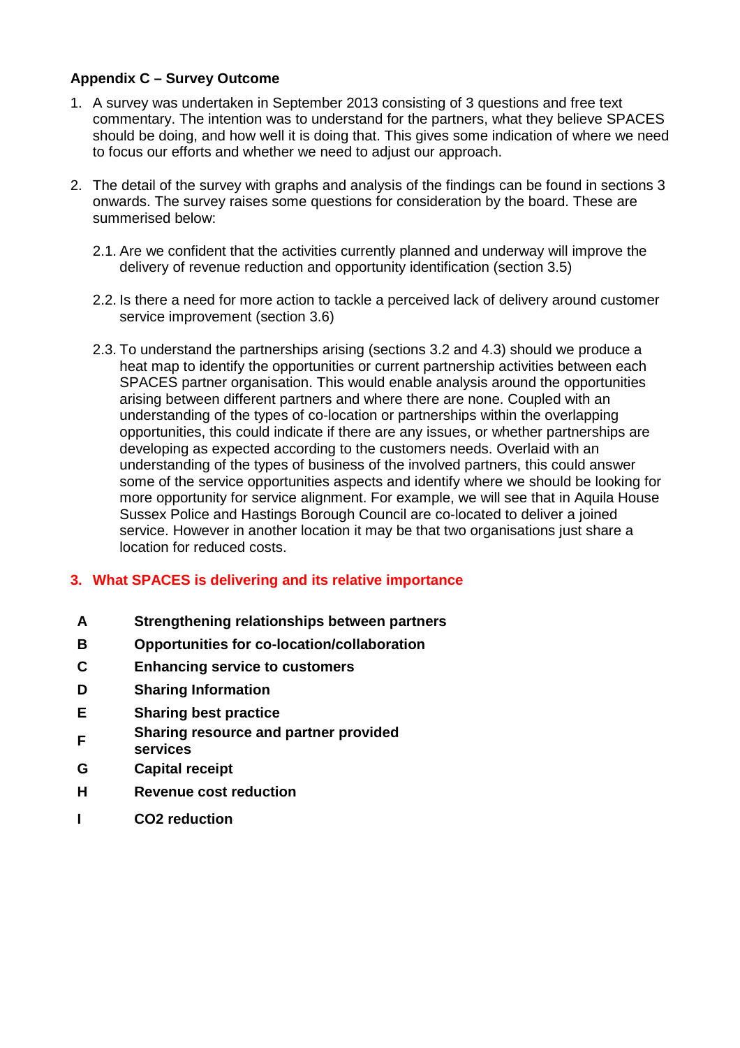**Appendix C – Survey Outcome**

1. A survey was undertaken in September 2013 consisting of 3 questions and free text commentary. The intention was to understand for the partners, what they believe SPACES should be doing, and how well it is doing that. This gives some indication of where we need to focus our efforts and whether we need to adjust our approach.

2. The detail of the survey with graphs and analysis of the findings can be found in sections 3 onwards. The survey raises some questions for consideration by the board. These are summerised below:

   2.1. Are we confident that the activities currently planned and underway will improve the delivery of revenue reduction and opportunity identification (section 3.5)

   2.2. Is there a need for more action to tackle a perceived lack of delivery around customer service improvement (section 3.6)

   2.3. To understand the partnerships arising (sections 3.2 and 4.3) should we produce a heat map to identify the opportunities or current partnership activities between each SPACES partner organisation. This would enable analysis around the opportunities arising between different partners and where there are none. Coupled with an understanding of the types of co-location or partnerships within the overlapping opportunities, this could indicate if there are any issues, or whether partnerships are developing as expected according to the customers needs. Overlaid with an understanding of the types of business of the involved partners, this could answer some of the service opportunities aspects and identify where we should be looking for more opportunity for service alignment. For example, we will see that in Aquila House Sussex Police and Hastings Borough Council are co-located to deliver a joined service. However in another location it may be that two organisations just share a location for reduced costs.

## 3. What SPACES is delivering and its relative importance

| | |
|---|---|
| **A** | **Strengthening relationships between partners** |
| **B** | **Opportunities for co-location/collaboration** |
| **C** | **Enhancing service to customers** |
| **D** | **Sharing Information** |
| **E** | **Sharing best practice** |
| **F** | **Sharing resource and partner provided services** |
| **G** | **Capital receipt** |
| **H** | **Revenue cost reduction** |
| **I** | **CO2 reduction** |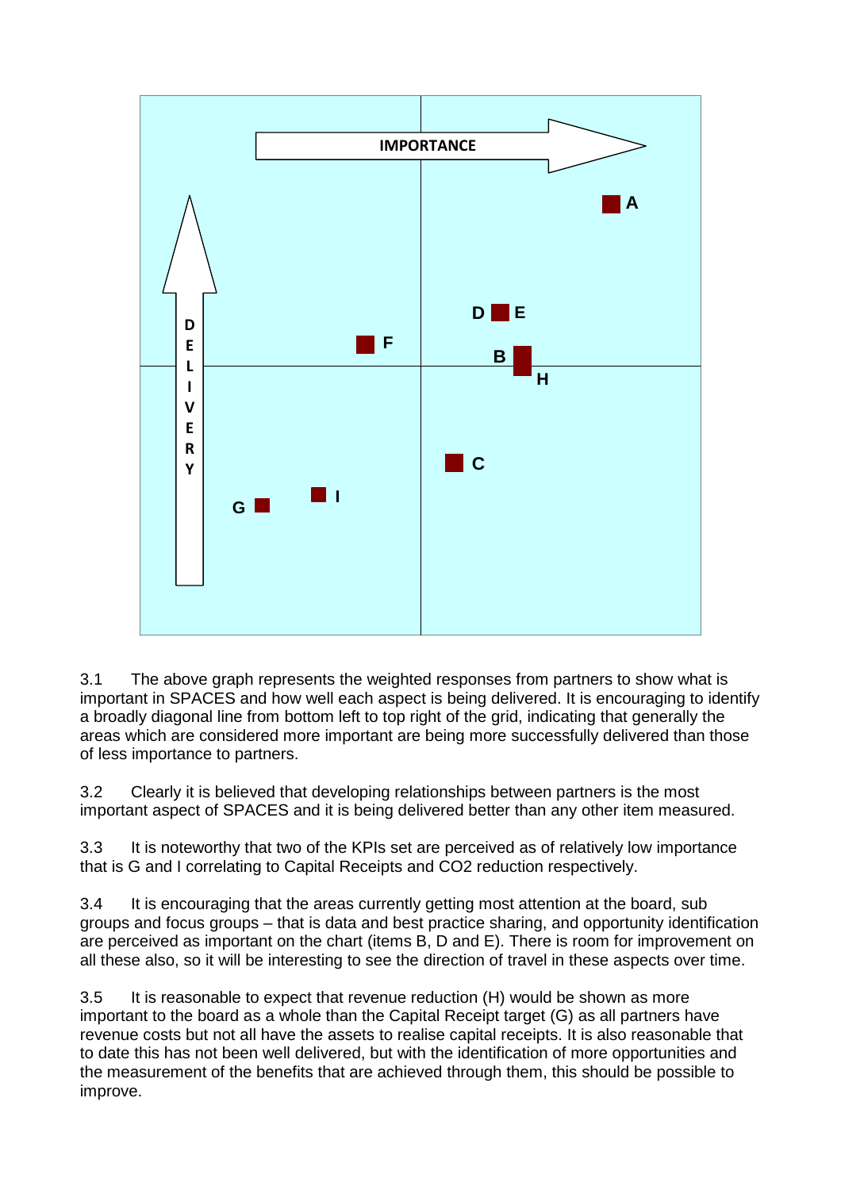3.1 The above graph represents the weighted responses from partners to show what is important in SPACES and how well each aspect is being delivered. It is encouraging to identify a broadly diagonal line from bottom left to top right of the grid, indicating that generally the areas which are considered more important are being more successfully delivered than those of less importance to partners.

3.2 Clearly it is believed that developing relationships between partners is the most important aspect of SPACES and it is being delivered better than any other item measured.

3.3 It is noteworthy that two of the KPIs set are perceived as of relatively low importance that is G and I correlating to Capital Receipts and $CO_2$ reduction respectively.

3.4 It is encouraging that the areas currently getting most attention at the board, sub groups and focus groups – that is data and best practice sharing, and opportunity identification are perceived as important on the chart (items B, D and E). There is room for improvement on all these also, so it will be interesting to see the direction of travel in these aspects over time.

3.5 It is reasonable to expect that revenue reduction (H) would be shown as more important to the board as a whole than the Capital Receipt target (G) as all partners have revenue costs but not all have the assets to realise capital receipts. It is also reasonable that to date this has not been well delivered, but with the identification of more opportunities and the measurement of the benefits that are achieved through them, this should be possible to improve.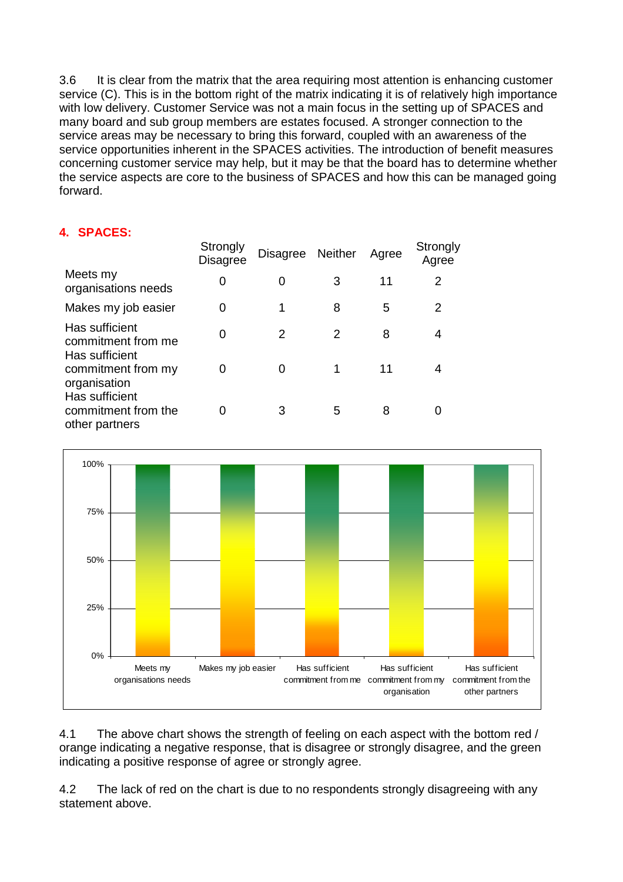3.6 It is clear from the matrix that the area requiring most attention is enhancing customer service (C). This is in the bottom right of the matrix indicating it is of relatively high importance with low delivery. Customer Service was not a main focus in the setting up of SPACES and many board and sub group members are estates focused. A stronger connection to the service areas may be necessary to bring this forward, coupled with an awareness of the service opportunities inherent in the SPACES activities. The introduction of benefit measures concerning customer service may help, but it may be that the board has to determine whether the service aspects are core to the business of SPACES and how this can be managed going forward.

## 4. SPACES:

| | Strongly Disagree | Disagree | Neither | Agree | Strongly Agree |
|---|---|---|---|---|---|
| Meets my organisations needs | 0 | 0 | 3 | 11 | 2 |
| Makes my job easier | 0 | 1 | 8 | 5 | 2 |
| Has sufficient commitment from me | 0 | 2 | 2 | 8 | 4 |
| Has sufficient commitment from my organisation | 0 | 0 | 1 | 11 | 4 |
| Has sufficient commitment from the other partners | 0 | 3 | 5 | 8 | 0 |

4.1 The above chart shows the strength of feeling on each aspect with the bottom red / orange indicating a negative response, that is disagree or strongly disagree, and the green indicating a positive response of agree or strongly agree.

4.2 The lack of red on the chart is due to no respondents strongly disagreeing with any statement above.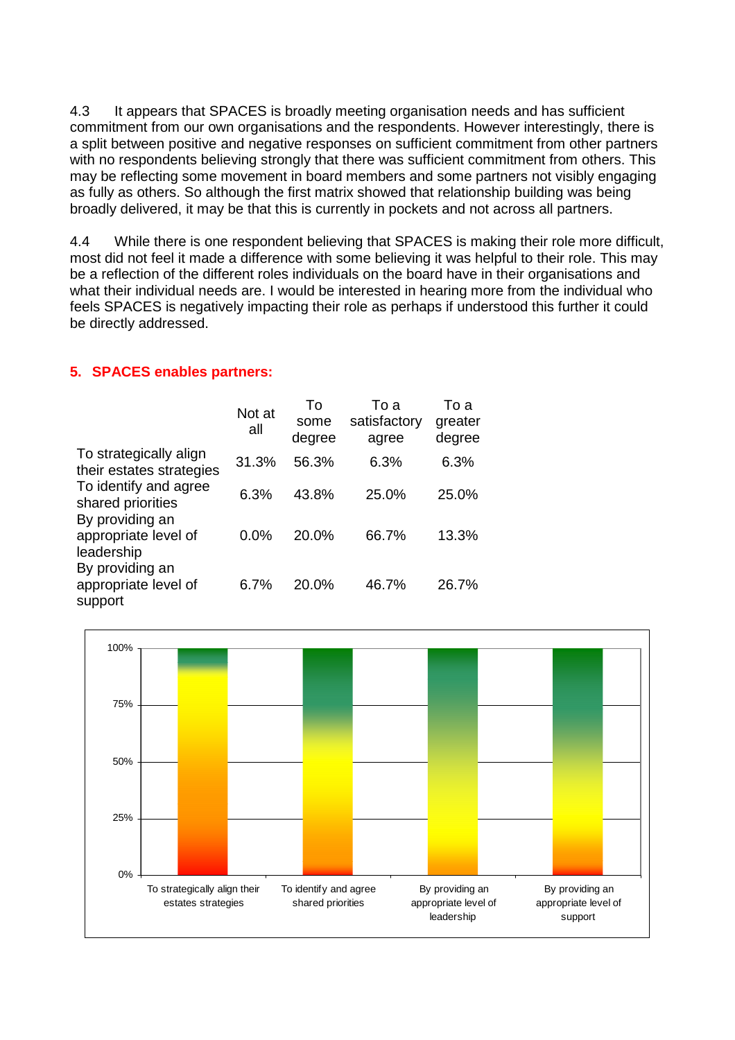4.3 It appears that SPACES is broadly meeting organisation needs and has sufficient commitment from our own organisations and the respondents. However interestingly, there is a split between positive and negative responses on sufficient commitment from other partners with no respondents believing strongly that there was sufficient commitment from others. This may be reflecting some movement in board members and some partners not visibly engaging as fully as others. So although the first matrix showed that relationship building was being broadly delivered, it may be that this is currently in pockets and not across all partners.

4.4 While there is one respondent believing that SPACES is making their role more difficult, most did not feel it made a difference with some believing it was helpful to their role. This may be a reflection of the different roles individuals on the board have in their organisations and what their individual needs are. I would be interested in hearing more from the individual who feels SPACES is negatively impacting their role as perhaps if understood this further it could be directly addressed.

## 5. SPACES enables partners:

| | Not at all | To some degree | To a satisfactory agree | To a greater degree |
|---|---|---|---|---|
| To strategically align their estates strategies | 31.3% | 56.3% | 6.3% | 6.3% |
| To identify and agree shared priorities | 6.3% | 43.8% | 25.0% | 25.0% |
| By providing an appropriate level of leadership | 0.0% | 20.0% | 66.7% | 13.3% |
| By providing an appropriate level of support | 6.7% | 20.0% | 46.7% | 26.7% |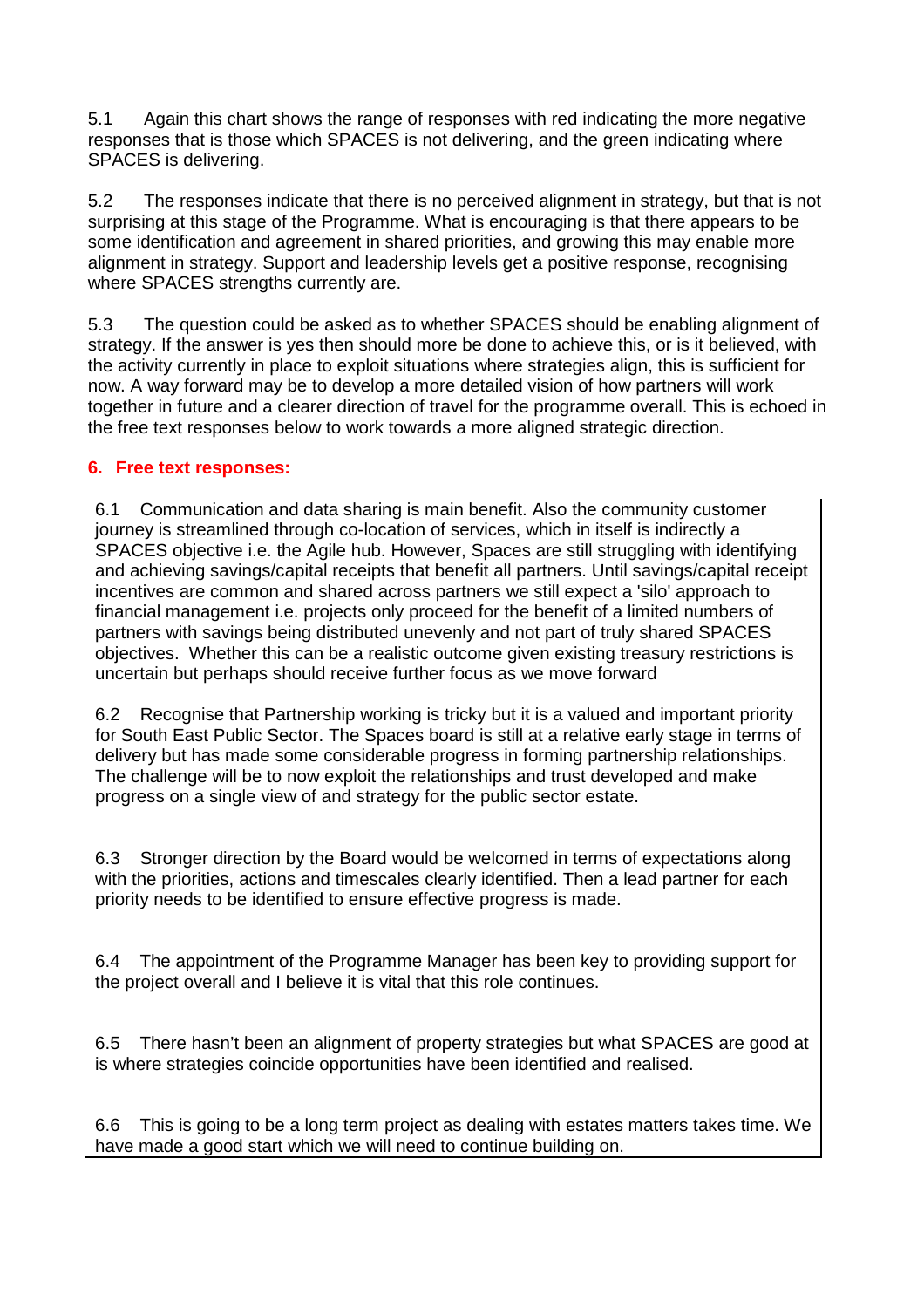5.1 Again this chart shows the range of responses with red indicating the more negative responses that is those which SPACES is not delivering, and the green indicating where SPACES is delivering.

5.2 The responses indicate that there is no perceived alignment in strategy, but that is not surprising at this stage of the Programme. What is encouraging is that there appears to be some identification and agreement in shared priorities, and growing this may enable more alignment in strategy. Support and leadership levels get a positive response, recognising where SPACES strengths currently are.

5.3 The question could be asked as to whether SPACES should be enabling alignment of strategy. If the answer is yes then should more be done to achieve this, or is it believed, with the activity currently in place to exploit situations where strategies align, this is sufficient for now. A way forward may be to develop a more detailed vision of how partners will work together in future and a clearer direction of travel for the programme overall. This is echoed in the free text responses below to work towards a more aligned strategic direction.

## 6. Free text responses:

6.1 Communication and data sharing is main benefit. Also the community customer journey is streamlined through co-location of services, which in itself is indirectly a SPACES objective i.e. the Agile hub. However, Spaces are still struggling with identifying and achieving savings/capital receipts that benefit all partners. Until savings/capital receipt incentives are common and shared across partners we still expect a 'silo' approach to financial management i.e. projects only proceed for the benefit of a limited numbers of partners with savings being distributed unevenly and not part of truly shared SPACES objectives. Whether this can be a realistic outcome given existing treasury restrictions is uncertain but perhaps should receive further focus as we move forward

6.2 Recognise that Partnership working is tricky but it is a valued and important priority for South East Public Sector. The Spaces board is still at a relative early stage in terms of delivery but has made some considerable progress in forming partnership relationships. The challenge will be to now exploit the relationships and trust developed and make progress on a single view of and strategy for the public sector estate.

6.3 Stronger direction by the Board would be welcomed in terms of expectations along with the priorities, actions and timescales clearly identified. Then a lead partner for each priority needs to be identified to ensure effective progress is made.

6.4 The appointment of the Programme Manager has been key to providing support for the project overall and I believe it is vital that this role continues.

6.5 There hasn't been an alignment of property strategies but what SPACES are good at is where strategies coincide opportunities have been identified and realised.

6.6 This is going to be a long term project as dealing with estates matters takes time. We have made a good start which we will need to continue building on.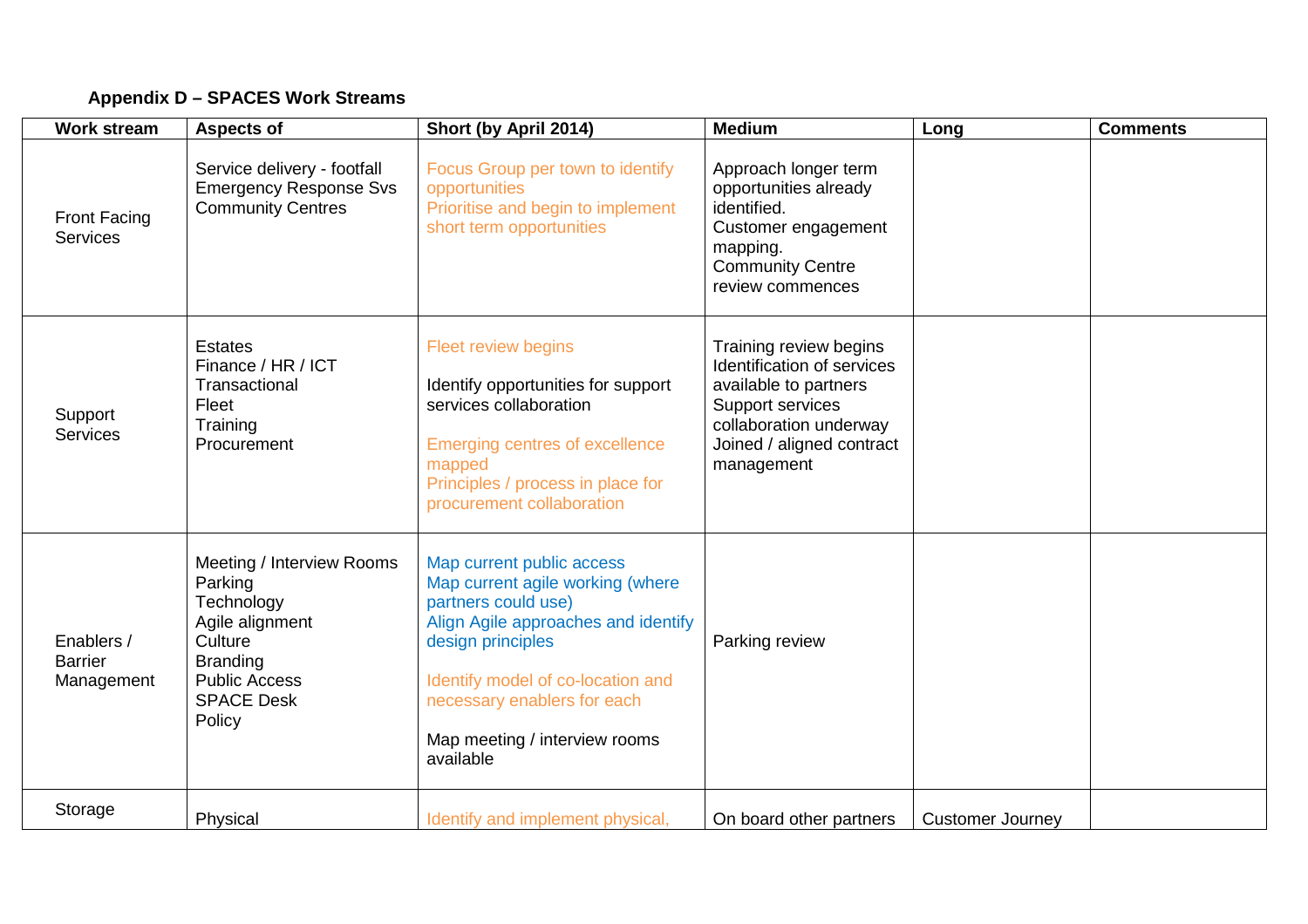**Appendix D – SPACES Work Streams**

| Work stream | Aspects of | Short (by April 2014) | Medium | Long | Comments |
|---|---|---|---|---|---|
| Front Facing Services | Service delivery - footfall<br>Emergency Response Svs<br>Community Centres | Focus Group per town to identify opportunities<br>Prioritise and begin to implement short term opportunities | Approach longer term opportunities already identified.<br>Customer engagement mapping.<br>Community Centre review commences | | |
| Support Services | Estates<br>Finance / HR / ICT<br>Transactional<br>Fleet<br>Training<br>Procurement | Fleet review begins<br><br>Identify opportunities for support services collaboration<br><br>Emerging centres of excellence mapped<br>Principles / process in place for procurement collaboration | Training review begins<br>Identification of services available to partners<br>Support services collaboration underway<br>Joined / aligned contract management | | |
| Enablers / Barrier Management | Meeting / Interview Rooms<br>Parking<br>Technology<br>Agile alignment<br>Culture<br>Branding<br>Public Access<br>SPACE Desk<br>Policy | Map current public access<br>Map current agile working (where partners could use)<br>Align Agile approaches and identify design principles<br><br>Identify model of co-location and necessary enablers for each<br><br>Map meeting / interview rooms available | Parking review | | |
| Storage | Physical | Identify and implement physical, | On board other partners | Customer Journey | |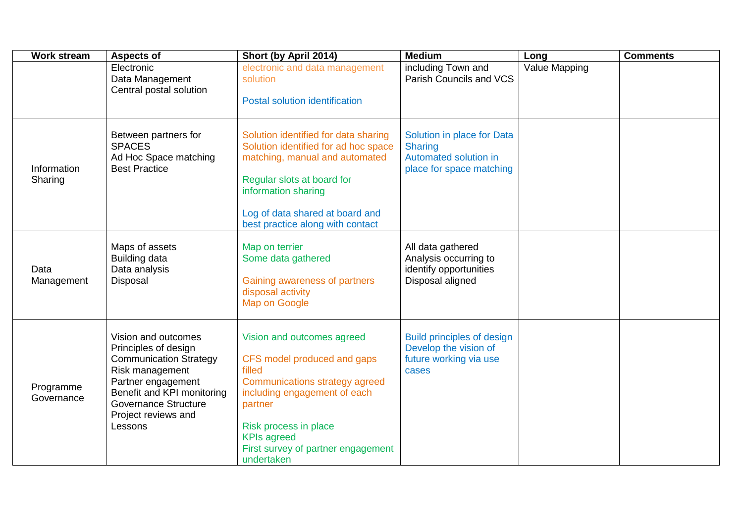| Work stream | Aspects of | Short (by April 2014) | Medium | Long | Comments |
|---|---|---|---|---|---|
| | Electronic<br>Data Management<br>Central postal solution | electronic and data management solution<br><br>Postal solution identification | including Town and Parish Councils and VCS | Value Mapping | |
| Information Sharing | Between partners for SPACES<br>Ad Hoc Space matching<br>Best Practice | Solution identified for data sharing<br>Solution identified for ad hoc space matching, manual and automated<br><br>Regular slots at board for information sharing<br><br>Log of data shared at board and best practice along with contact | Solution in place for Data Sharing<br>Automated solution in place for space matching | | |
| Data Management | Maps of assets<br>Building data<br>Data analysis<br>Disposal | Map on terrier<br>Some data gathered<br><br>Gaining awareness of partners disposal activity<br>Map on Google | All data gathered<br>Analysis occurring to identify opportunities<br>Disposal aligned | | |
| Programme Governance | Vision and outcomes<br>Principles of design<br>Communication Strategy<br>Risk management<br>Partner engagement<br>Benefit and KPI monitoring<br>Governance Structure<br>Project reviews and Lessons | Vision and outcomes agreed<br><br>CFS model produced and gaps filled<br>Communications strategy agreed including engagement of each partner<br><br>Risk process in place<br>KPIs agreed<br>First survey of partner engagement undertaken | Build principles of design<br>Develop the vision of future working via use cases | | |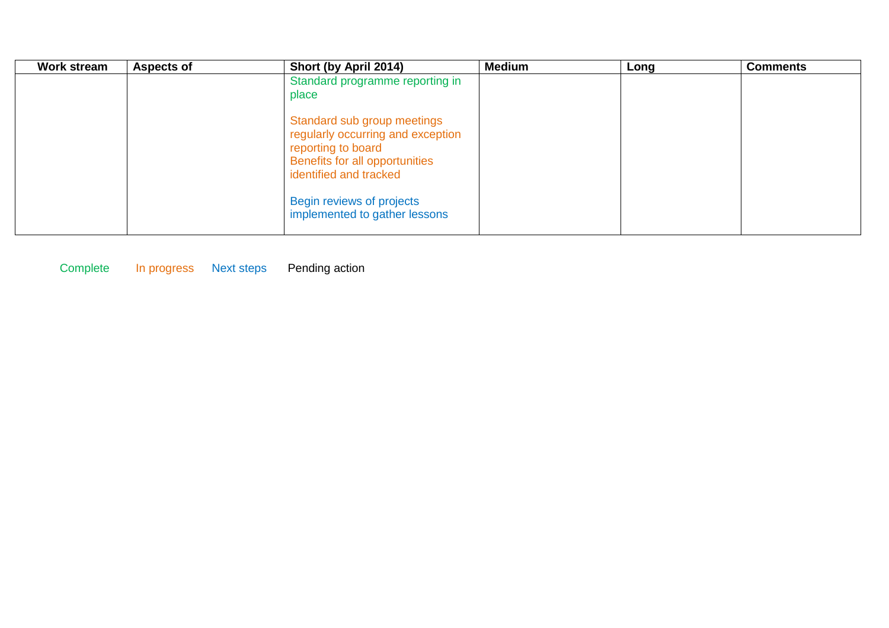| Work stream | Aspects of | Short (by April 2014) | Medium | Long | Comments |
|---|---|---|---|---|---|
| | | Standard programme reporting in place<br><br>Standard sub group meetings regularly occurring and exception reporting to board<br>Benefits for all opportunities identified and tracked<br><br>Begin reviews of projects implemented to gather lessons | | | |

Complete In progress Next steps Pending action